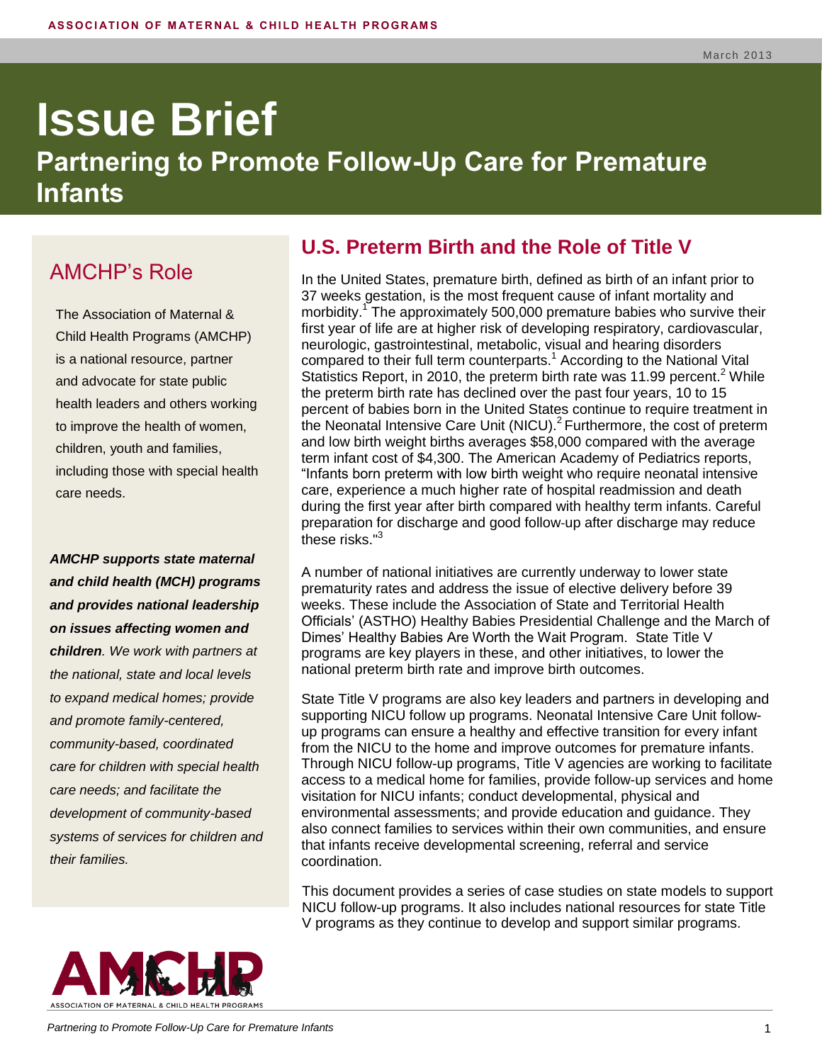ASSOCIATION OF MATERNAL & CHILD HEALTH PROGRAMS

March 2013

# Issue Brief

## Partnering to Promote Follow-Up Care for Premature Infants

### AMCHP's Role

The Association of Maternal & Child Health Programs (AMCHP) is a national resource, partner and advocate for state public health leaders and others working to improve the health of women, children, youth and families, including those with special health care needs.

***AMCHP supports state maternal and child health (MCH) programs and provides national leadership on issues affecting women and children**. We work with partners at the national, state and local levels to expand medical homes; provide and promote family-centered, community-based, coordinated care for children with special health care needs; and facilitate the development of community-based systems of services for children and their families.*

## U.S. Preterm Birth and the Role of Title V

In the United States, premature birth, defined as birth of an infant prior to 37 weeks gestation, is the most frequent cause of infant mortality and morbidity.[1] The approximately 500,000 premature babies who survive their first year of life are at higher risk of developing respiratory, cardiovascular, neurologic, gastrointestinal, metabolic, visual and hearing disorders compared to their full term counterparts.[1] According to the National Vital Statistics Report, in 2010, the preterm birth rate was 11.99 percent.[2] While the preterm birth rate has declined over the past four years, 10 to 15 percent of babies born in the United States continue to require treatment in the Neonatal Intensive Care Unit (NICU).[2] Furthermore, the cost of preterm and low birth weight births averages $58,000 compared with the average term infant cost of $4,300. The American Academy of Pediatrics reports, "Infants born preterm with low birth weight who require neonatal intensive care, experience a much higher rate of hospital readmission and death during the first year after birth compared with healthy term infants. Careful preparation for discharge and good follow-up after discharge may reduce these risks."[3]

A number of national initiatives are currently underway to lower state prematurity rates and address the issue of elective delivery before 39 weeks. These include the Association of State and Territorial Health Officials' (ASTHO) Healthy Babies Presidential Challenge and the March of Dimes' Healthy Babies Are Worth the Wait Program. State Title V programs are key players in these, and other initiatives, to lower the national preterm birth rate and improve birth outcomes.

State Title V programs are also key leaders and partners in developing and supporting NICU follow up programs. Neonatal Intensive Care Unit follow-up programs can ensure a healthy and effective transition for every infant from the NICU to the home and improve outcomes for premature infants. Through NICU follow-up programs, Title V agencies are working to facilitate access to a medical home for families, provide follow-up services and home visitation for NICU infants; conduct developmental, physical and environmental assessments; and provide education and guidance. They also connect families to services within their own communities, and ensure that infants receive developmental screening, referral and service coordination.

This document provides a series of case studies on state models to support NICU follow-up programs. It also includes national resources for state Title V programs as they continue to develop and support similar programs.

AMCHP
ASSOCIATION OF MATERNAL & CHILD HEALTH PROGRAMS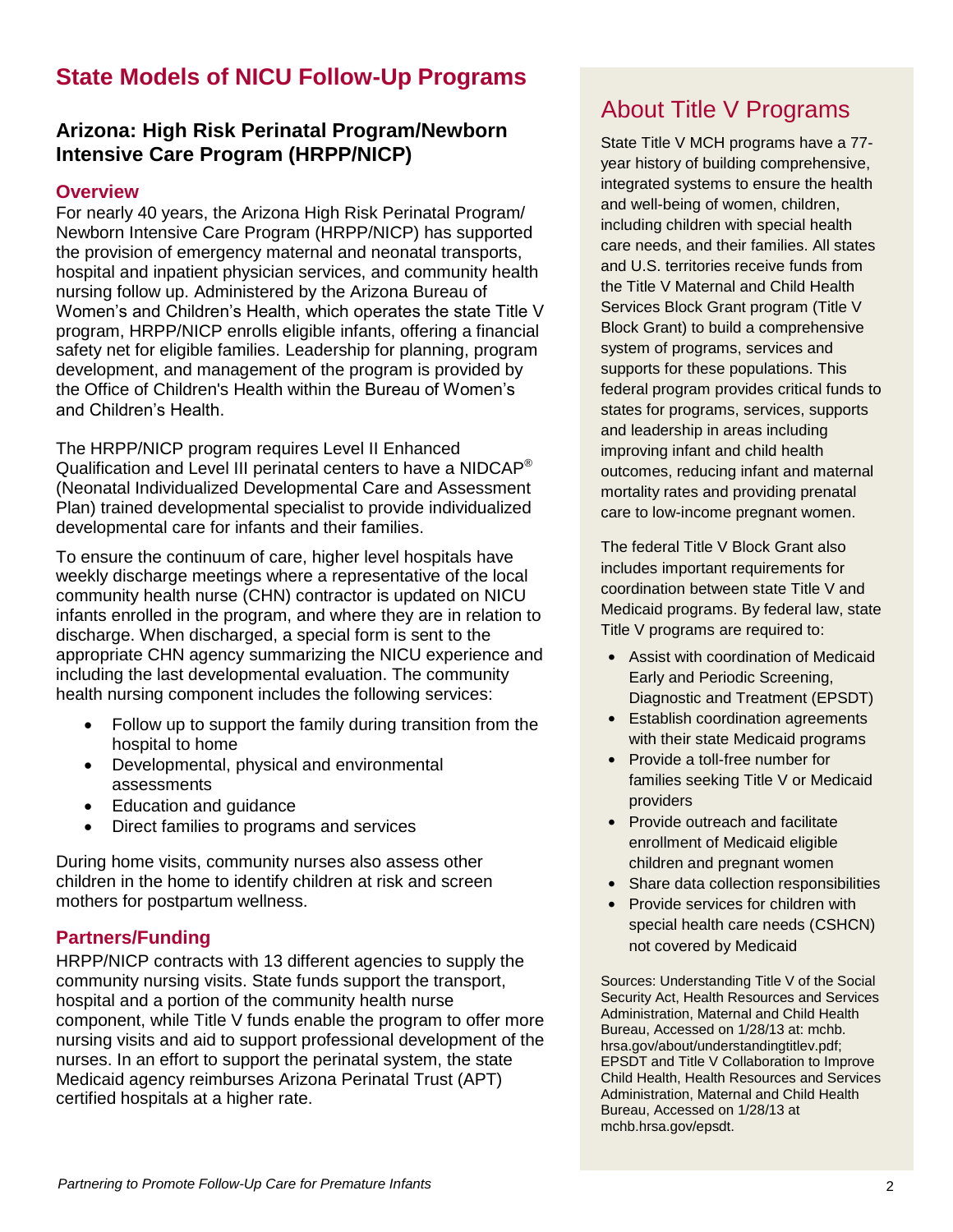# State Models of NICU Follow-Up Programs

## Arizona: High Risk Perinatal Program/Newborn Intensive Care Program (HRPP/NICP)

### Overview

For nearly 40 years, the Arizona High Risk Perinatal Program/ Newborn Intensive Care Program (HRPP/NICP) has supported the provision of emergency maternal and neonatal transports, hospital and inpatient physician services, and community health nursing follow up. Administered by the Arizona Bureau of Women's and Children's Health, which operates the state Title V program, HRPP/NICP enrolls eligible infants, offering a financial safety net for eligible families. Leadership for planning, program development, and management of the program is provided by the Office of Children's Health within the Bureau of Women's and Children's Health.

The HRPP/NICP program requires Level II Enhanced Qualification and Level III perinatal centers to have a NIDCAP® (Neonatal Individualized Developmental Care and Assessment Plan) trained developmental specialist to provide individualized developmental care for infants and their families.

To ensure the continuum of care, higher level hospitals have weekly discharge meetings where a representative of the local community health nurse (CHN) contractor is updated on NICU infants enrolled in the program, and where they are in relation to discharge. When discharged, a special form is sent to the appropriate CHN agency summarizing the NICU experience and including the last developmental evaluation. The community health nursing component includes the following services:

- Follow up to support the family during transition from the hospital to home
- Developmental, physical and environmental assessments
- Education and guidance
- Direct families to programs and services

During home visits, community nurses also assess other children in the home to identify children at risk and screen mothers for postpartum wellness.

### Partners/Funding

HRPP/NICP contracts with 13 different agencies to supply the community nursing visits. State funds support the transport, hospital and a portion of the community health nurse component, while Title V funds enable the program to offer more nursing visits and aid to support professional development of the nurses. In an effort to support the perinatal system, the state Medicaid agency reimburses Arizona Perinatal Trust (APT) certified hospitals at a higher rate.

## About Title V Programs

State Title V MCH programs have a 77-year history of building comprehensive, integrated systems to ensure the health and well-being of women, children, including children with special health care needs, and their families. All states and U.S. territories receive funds from the Title V Maternal and Child Health Services Block Grant program (Title V Block Grant) to build a comprehensive system of programs, services and supports for these populations. This federal program provides critical funds to states for programs, services, supports and leadership in areas including improving infant and child health outcomes, reducing infant and maternal mortality rates and providing prenatal care to low-income pregnant women.

The federal Title V Block Grant also includes important requirements for coordination between state Title V and Medicaid programs. By federal law, state Title V programs are required to:

- Assist with coordination of Medicaid Early and Periodic Screening, Diagnostic and Treatment (EPSDT)
- Establish coordination agreements with their state Medicaid programs
- Provide a toll-free number for families seeking Title V or Medicaid providers
- Provide outreach and facilitate enrollment of Medicaid eligible children and pregnant women
- Share data collection responsibilities
- Provide services for children with special health care needs (CSHCN) not covered by Medicaid

Sources: Understanding Title V of the Social Security Act, Health Resources and Services Administration, Maternal and Child Health Bureau, Accessed on 1/28/13 at: mchb.hrsa.gov/about/understandingtitlev.pdf; EPSDT and Title V Collaboration to Improve Child Health, Health Resources and Services Administration, Maternal and Child Health Bureau, Accessed on 1/28/13 at mchb.hrsa.gov/epsdt.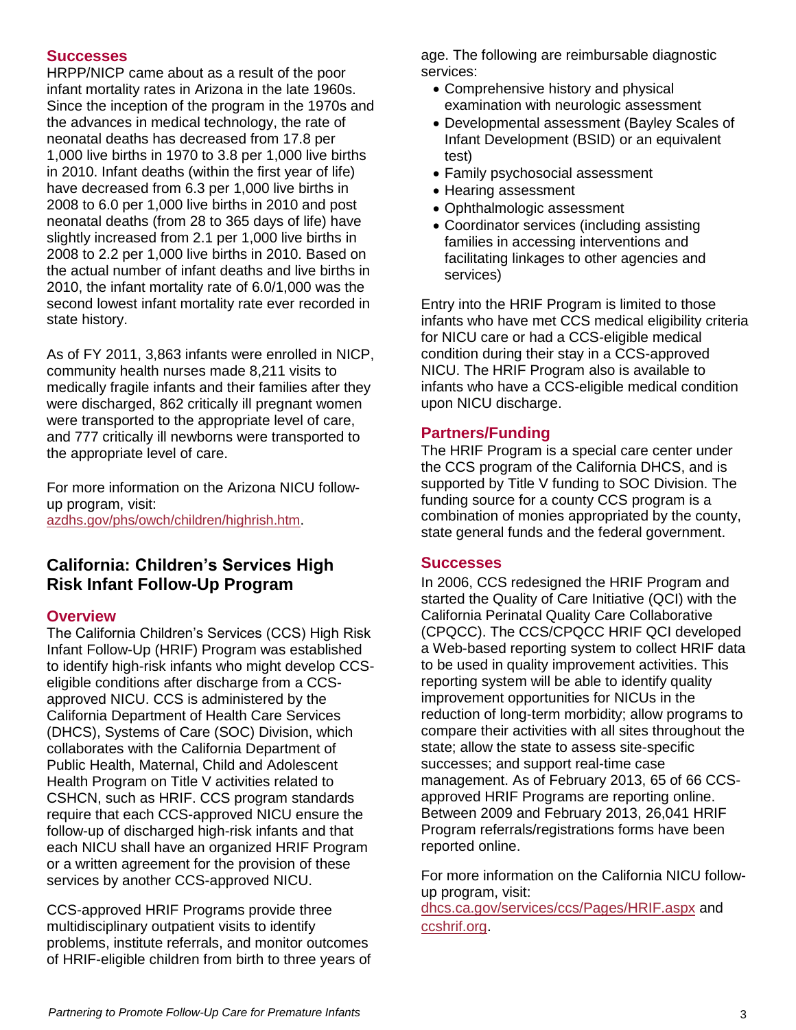### Successes

HRPP/NICP came about as a result of the poor infant mortality rates in Arizona in the late 1960s. Since the inception of the program in the 1970s and the advances in medical technology, the rate of neonatal deaths has decreased from 17.8 per 1,000 live births in 1970 to 3.8 per 1,000 live births in 2010. Infant deaths (within the first year of life) have decreased from 6.3 per 1,000 live births in 2008 to 6.0 per 1,000 live births in 2010 and post neonatal deaths (from 28 to 365 days of life) have slightly increased from 2.1 per 1,000 live births in 2008 to 2.2 per 1,000 live births in 2010. Based on the actual number of infant deaths and live births in 2010, the infant mortality rate of 6.0/1,000 was the second lowest infant mortality rate ever recorded in state history.

As of FY 2011, 3,863 infants were enrolled in NICP, community health nurses made 8,211 visits to medically fragile infants and their families after they were discharged, 862 critically ill pregnant women were transported to the appropriate level of care, and 777 critically ill newborns were transported to the appropriate level of care.

For more information on the Arizona NICU follow-up program, visit: azdhs.gov/phs/owch/children/highrish.htm.

## California: Children's Services High Risk Infant Follow-Up Program

### Overview

The California Children's Services (CCS) High Risk Infant Follow-Up (HRIF) Program was established to identify high-risk infants who might develop CCS-eligible conditions after discharge from a CCS-approved NICU. CCS is administered by the California Department of Health Care Services (DHCS), Systems of Care (SOC) Division, which collaborates with the California Department of Public Health, Maternal, Child and Adolescent Health Program on Title V activities related to CSHCN, such as HRIF. CCS program standards require that each CCS-approved NICU ensure the follow-up of discharged high-risk infants and that each NICU shall have an organized HRIF Program or a written agreement for the provision of these services by another CCS-approved NICU.

CCS-approved HRIF Programs provide three multidisciplinary outpatient visits to identify problems, institute referrals, and monitor outcomes of HRIF-eligible children from birth to three years of age. The following are reimbursable diagnostic services:

- Comprehensive history and physical examination with neurologic assessment
- Developmental assessment (Bayley Scales of Infant Development (BSID) or an equivalent test)
- Family psychosocial assessment
- Hearing assessment
- Ophthalmologic assessment
- Coordinator services (including assisting families in accessing interventions and facilitating linkages to other agencies and services)

Entry into the HRIF Program is limited to those infants who have met CCS medical eligibility criteria for NICU care or had a CCS-eligible medical condition during their stay in a CCS-approved NICU. The HRIF Program also is available to infants who have a CCS-eligible medical condition upon NICU discharge.

### Partners/Funding

The HRIF Program is a special care center under the CCS program of the California DHCS, and is supported by Title V funding to SOC Division. The funding source for a county CCS program is a combination of monies appropriated by the county, state general funds and the federal government.

### Successes

In 2006, CCS redesigned the HRIF Program and started the Quality of Care Initiative (QCI) with the California Perinatal Quality Care Collaborative (CPQCC). The CCS/CPQCC HRIF QCI developed a Web-based reporting system to collect HRIF data to be used in quality improvement activities. This reporting system will be able to identify quality improvement opportunities for NICUs in the reduction of long-term morbidity; allow programs to compare their activities with all sites throughout the state; allow the state to assess site-specific successes; and support real-time case management. As of February 2013, 65 of 66 CCS-approved HRIF Programs are reporting online. Between 2009 and February 2013, 26,041 HRIF Program referrals/registrations forms have been reported online.

For more information on the California NICU follow-up program, visit: dhcs.ca.gov/services/ccs/Pages/HRIF.aspx and ccshrif.org.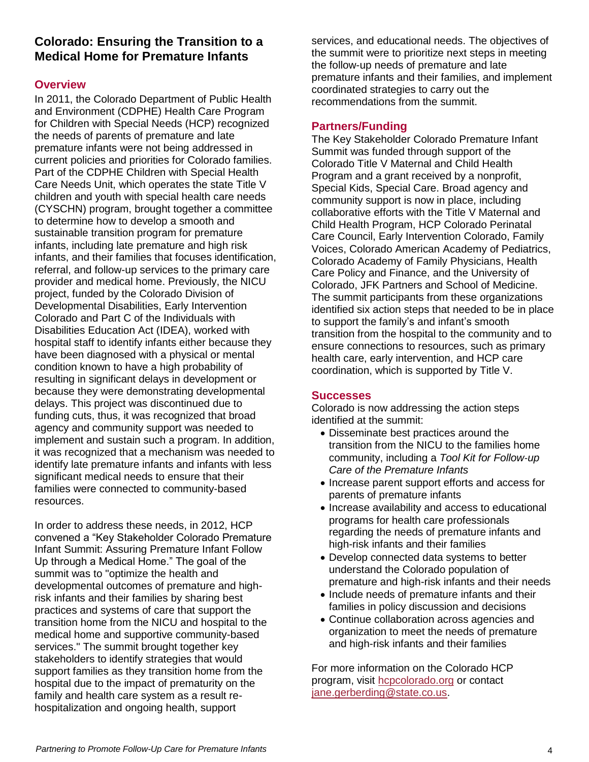## Colorado: Ensuring the Transition to a Medical Home for Premature Infants

### Overview

In 2011, the Colorado Department of Public Health and Environment (CDPHE) Health Care Program for Children with Special Needs (HCP) recognized the needs of parents of premature and late premature infants were not being addressed in current policies and priorities for Colorado families. Part of the CDPHE Children with Special Health Care Needs Unit, which operates the state Title V children and youth with special health care needs (CYSCHN) program, brought together a committee to determine how to develop a smooth and sustainable transition program for premature infants, including late premature and high risk infants, and their families that focuses identification, referral, and follow-up services to the primary care provider and medical home. Previously, the NICU project, funded by the Colorado Division of Developmental Disabilities, Early Intervention Colorado and Part C of the Individuals with Disabilities Education Act (IDEA), worked with hospital staff to identify infants either because they have been diagnosed with a physical or mental condition known to have a high probability of resulting in significant delays in development or because they were demonstrating developmental delays. This project was discontinued due to funding cuts, thus, it was recognized that broad agency and community support was needed to implement and sustain such a program. In addition, it was recognized that a mechanism was needed to identify late premature infants and infants with less significant medical needs to ensure that their families were connected to community-based resources.

In order to address these needs, in 2012, HCP convened a "Key Stakeholder Colorado Premature Infant Summit: Assuring Premature Infant Follow Up through a Medical Home." The goal of the summit was to "optimize the health and developmental outcomes of premature and high-risk infants and their families by sharing best practices and systems of care that support the transition home from the NICU and hospital to the medical home and supportive community-based services." The summit brought together key stakeholders to identify strategies that would support families as they transition home from the hospital due to the impact of prematurity on the family and health care system as a result re-hospitalization and ongoing health, support services, and educational needs. The objectives of the summit were to prioritize next steps in meeting the follow-up needs of premature and late premature infants and their families, and implement coordinated strategies to carry out the recommendations from the summit.

### Partners/Funding

The Key Stakeholder Colorado Premature Infant Summit was funded through support of the Colorado Title V Maternal and Child Health Program and a grant received by a nonprofit, Special Kids, Special Care. Broad agency and community support is now in place, including collaborative efforts with the Title V Maternal and Child Health Program, HCP Colorado Perinatal Care Council, Early Intervention Colorado, Family Voices, Colorado American Academy of Pediatrics, Colorado Academy of Family Physicians, Health Care Policy and Finance, and the University of Colorado, JFK Partners and School of Medicine. The summit participants from these organizations identified six action steps that needed to be in place to support the family's and infant's smooth transition from the hospital to the community and to ensure connections to resources, such as primary health care, early intervention, and HCP care coordination, which is supported by Title V.

### Successes

Colorado is now addressing the action steps identified at the summit:

- Disseminate best practices around the transition from the NICU to the families home community, including a *Tool Kit for Follow-up Care of the Premature Infants*
- Increase parent support efforts and access for parents of premature infants
- Increase availability and access to educational programs for health care professionals regarding the needs of premature infants and high-risk infants and their families
- Develop connected data systems to better understand the Colorado population of premature and high-risk infants and their needs
- Include needs of premature infants and their families in policy discussion and decisions
- Continue collaboration across agencies and organization to meet the needs of premature and high-risk infants and their families

For more information on the Colorado HCP program, visit [hcpcolorado.org](hcpcolorado.org) or contact [jane.gerberding@state.co.us](mailto:jane.gerberding@state.co.us).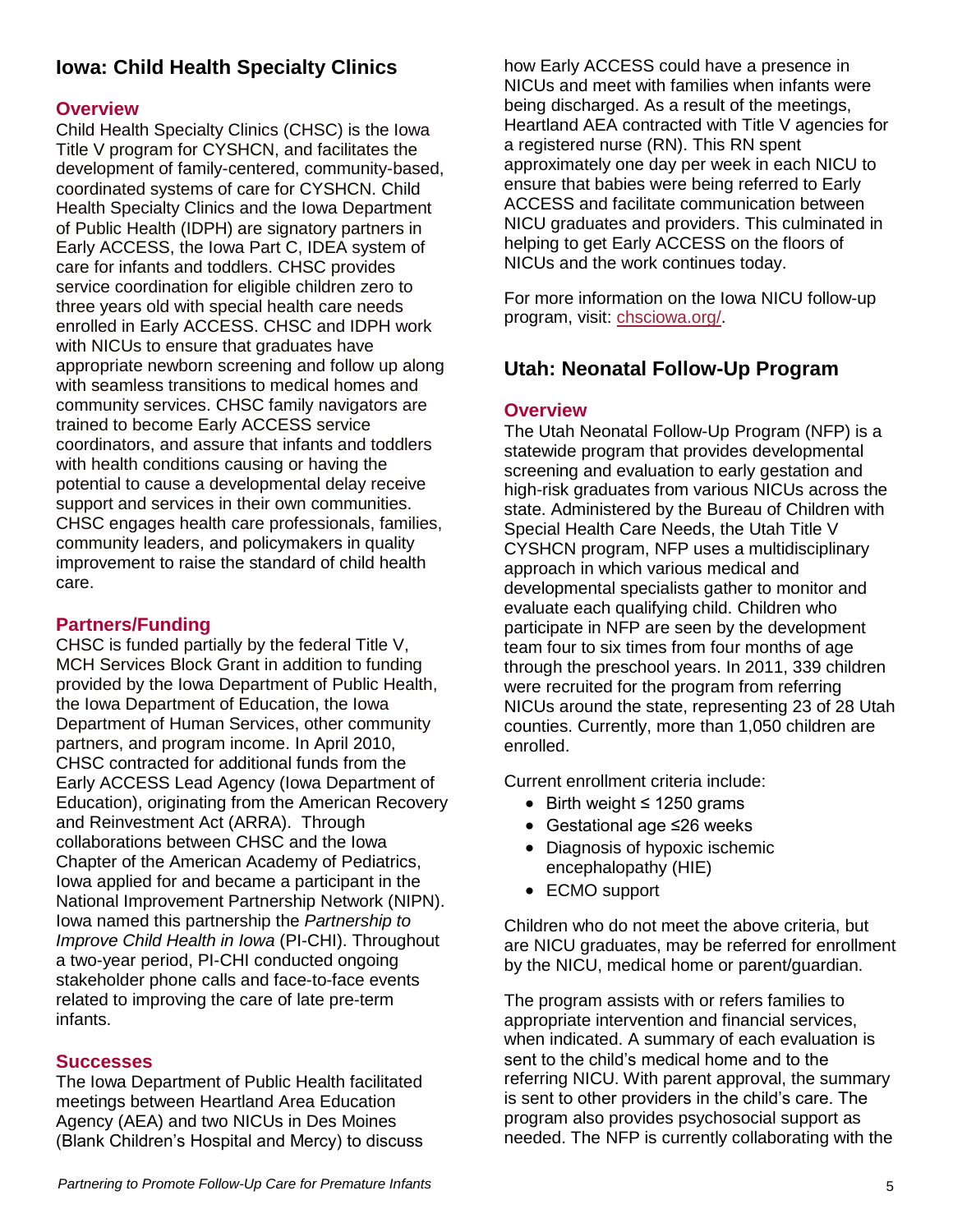## Iowa: Child Health Specialty Clinics

### Overview

Child Health Specialty Clinics (CHSC) is the Iowa Title V program for CYSHCN, and facilitates the development of family-centered, community-based, coordinated systems of care for CYSHCN. Child Health Specialty Clinics and the Iowa Department of Public Health (IDPH) are signatory partners in Early ACCESS, the Iowa Part C, IDEA system of care for infants and toddlers. CHSC provides service coordination for eligible children zero to three years old with special health care needs enrolled in Early ACCESS. CHSC and IDPH work with NICUs to ensure that graduates have appropriate newborn screening and follow up along with seamless transitions to medical homes and community services. CHSC family navigators are trained to become Early ACCESS service coordinators, and assure that infants and toddlers with health conditions causing or having the potential to cause a developmental delay receive support and services in their own communities. CHSC engages health care professionals, families, community leaders, and policymakers in quality improvement to raise the standard of child health care.

### Partners/Funding

CHSC is funded partially by the federal Title V, MCH Services Block Grant in addition to funding provided by the Iowa Department of Public Health, the Iowa Department of Education, the Iowa Department of Human Services, other community partners, and program income. In April 2010, CHSC contracted for additional funds from the Early ACCESS Lead Agency (Iowa Department of Education), originating from the American Recovery and Reinvestment Act (ARRA). Through collaborations between CHSC and the Iowa Chapter of the American Academy of Pediatrics, Iowa applied for and became a participant in the National Improvement Partnership Network (NIPN). Iowa named this partnership the *Partnership to Improve Child Health in Iowa* (PI-CHI). Throughout a two-year period, PI-CHI conducted ongoing stakeholder phone calls and face-to-face events related to improving the care of late pre-term infants.

### Successes

The Iowa Department of Public Health facilitated meetings between Heartland Area Education Agency (AEA) and two NICUs in Des Moines (Blank Children's Hospital and Mercy) to discuss how Early ACCESS could have a presence in NICUs and meet with families when infants were being discharged. As a result of the meetings, Heartland AEA contracted with Title V agencies for a registered nurse (RN). This RN spent approximately one day per week in each NICU to ensure that babies were being referred to Early ACCESS and facilitate communication between NICU graduates and providers. This culminated in helping to get Early ACCESS on the floors of NICUs and the work continues today.

For more information on the Iowa NICU follow-up program, visit: chsciowa.org/.

## Utah: Neonatal Follow-Up Program

### Overview

The Utah Neonatal Follow-Up Program (NFP) is a statewide program that provides developmental screening and evaluation to early gestation and high-risk graduates from various NICUs across the state. Administered by the Bureau of Children with Special Health Care Needs, the Utah Title V CYSHCN program, NFP uses a multidisciplinary approach in which various medical and developmental specialists gather to monitor and evaluate each qualifying child. Children who participate in NFP are seen by the development team four to six times from four months of age through the preschool years. In 2011, 339 children were recruited for the program from referring NICUs around the state, representing 23 of 28 Utah counties. Currently, more than 1,050 children are enrolled.

Current enrollment criteria include:

- Birth weight ≤ 1250 grams
- Gestational age ≤26 weeks
- Diagnosis of hypoxic ischemic encephalopathy (HIE)
- ECMO support

Children who do not meet the above criteria, but are NICU graduates, may be referred for enrollment by the NICU, medical home or parent/guardian.

The program assists with or refers families to appropriate intervention and financial services, when indicated. A summary of each evaluation is sent to the child's medical home and to the referring NICU. With parent approval, the summary is sent to other providers in the child's care. The program also provides psychosocial support as needed. The NFP is currently collaborating with the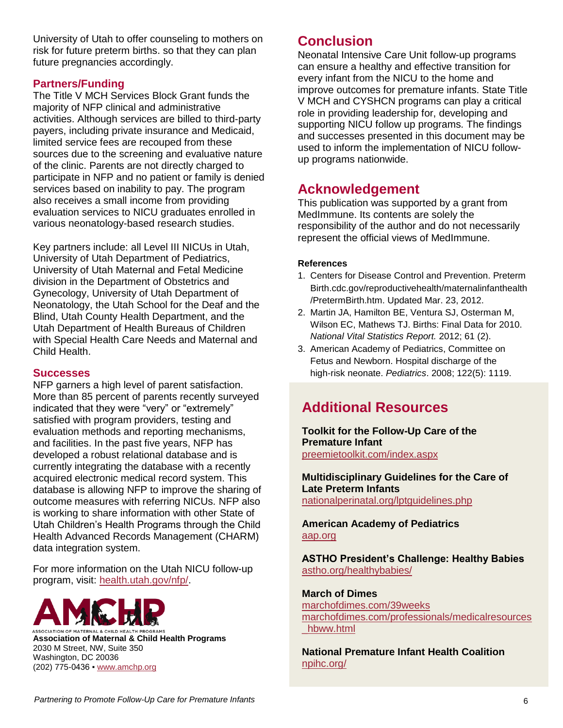University of Utah to offer counseling to mothers on risk for future preterm births. so that they can plan future pregnancies accordingly.

### Partners/Funding

The Title V MCH Services Block Grant funds the majority of NFP clinical and administrative activities. Although services are billed to third-party payers, including private insurance and Medicaid, limited service fees are recouped from these sources due to the screening and evaluative nature of the clinic. Parents are not directly charged to participate in NFP and no patient or family is denied services based on inability to pay. The program also receives a small income from providing evaluation services to NICU graduates enrolled in various neonatology-based research studies.

Key partners include: all Level III NICUs in Utah, University of Utah Department of Pediatrics, University of Utah Maternal and Fetal Medicine division in the Department of Obstetrics and Gynecology, University of Utah Department of Neonatology, the Utah School for the Deaf and the Blind, Utah County Health Department, and the Utah Department of Health Bureaus of Children with Special Health Care Needs and Maternal and Child Health.

### Successes

NFP garners a high level of parent satisfaction. More than 85 percent of parents recently surveyed indicated that they were "very" or "extremely" satisfied with program providers, testing and evaluation methods and reporting mechanisms, and facilities. In the past five years, NFP has developed a robust relational database and is currently integrating the database with a recently acquired electronic medical record system. This database is allowing NFP to improve the sharing of outcome measures with referring NICUs. NFP also is working to share information with other State of Utah Children's Health Programs through the Child Health Advanced Records Management (CHARM) data integration system.

For more information on the Utah NICU follow-up program, visit: health.utah.gov/nfp/.

AMCHP
ASSOCIATION OF MATERNAL & CHILD HEALTH PROGRAMS

**Association of Maternal & Child Health Programs**
2030 M Street, NW, Suite 350
Washington, DC 20036
(202) 775-0436 ▪ www.amchp.org

## Conclusion

Neonatal Intensive Care Unit follow-up programs can ensure a healthy and effective transition for every infant from the NICU to the home and improve outcomes for premature infants. State Title V MCH and CYSHCN programs can play a critical role in providing leadership for, developing and supporting NICU follow up programs. The findings and successes presented in this document may be used to inform the implementation of NICU follow-up programs nationwide.

## Acknowledgement

This publication was supported by a grant from MedImmune. Its contents are solely the responsibility of the author and do not necessarily represent the official views of MedImmune.

**References**

1. Centers for Disease Control and Prevention. Preterm Birth.cdc.gov/reproductivehealth/maternalinfanthealth/PretermBirth.htm. Updated Mar. 23, 2012.
2. Martin JA, Hamilton BE, Ventura SJ, Osterman M, Wilson EC, Mathews TJ. Births: Final Data for 2010. *National Vital Statistics Report.* 2012; 61 (2).
3. American Academy of Pediatrics, Committee on Fetus and Newborn. Hospital discharge of the high-risk neonate. *Pediatrics*. 2008; 122(5): 1119.

## Additional Resources

**Toolkit for the Follow-Up Care of the Premature Infant**
preemietoolkit.com/index.aspx

**Multidisciplinary Guidelines for the Care of Late Preterm Infants**
nationalperinatal.org/lptguidelines.php

**American Academy of Pediatrics**
aap.org

**ASTHO President's Challenge: Healthy Babies**
astho.org/healthybabies/

**March of Dimes**
marchofdimes.com/39weeks
marchofdimes.com/professionals/medicalresources_hbww.html

**National Premature Infant Health Coalition**
npihc.org/